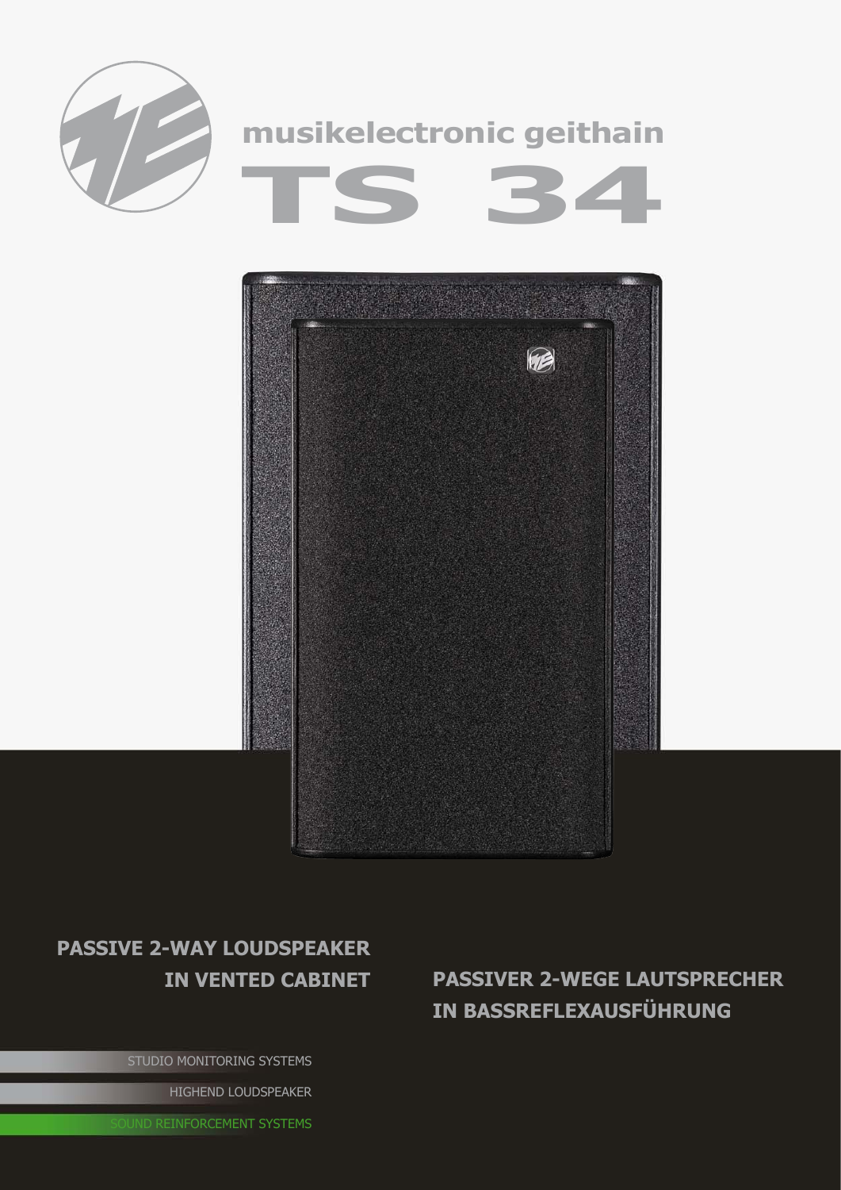musikelectronic geithain

# TS 34

**PASSIVE 2-WAY LOUDSPEAKER IN VENTED CABINET**

**PASSIVER 2-WEGE LAUTSPRECHER IN BASSREFLEXAUSFÜHRUNG**

STUDIO MONITORING SYSTEMS

HIGHEND LOUDSPEAKER

SOUND REINFORCEMENT SYSTEMS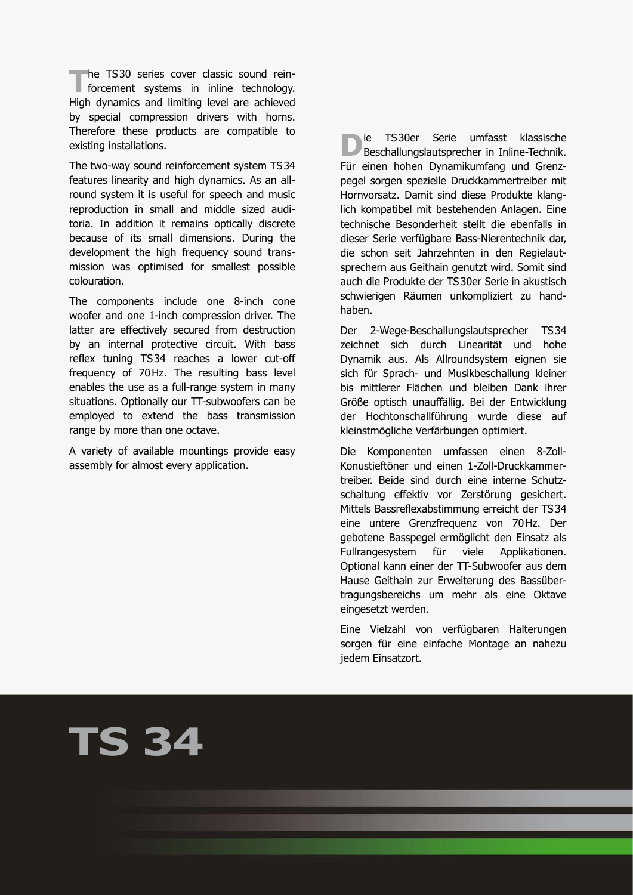The TS 30 series cover classic sound reinforcement systems in inline technology. High dynamics and limiting level are achieved by special compression drivers with horns. Therefore these products are compatible to existing installations.

The two-way sound reinforcement system TS 34 features linearity and high dynamics. As an allround system it is useful for speech and music reproduction in small and middle sized auditoria. In addition it remains optically discrete because of its small dimensions. During the development the high frequency sound transmission was optimised for smallest possible colouration.

The components include one 8-inch cone woofer and one 1-inch compression driver. The latter are effectively secured from destruction by an internal protective circuit. With bass reflex tuning TS 34 reaches a lower cut-off frequency of 70 Hz. The resulting bass level enables the use as a full-range system in many situations. Optionally our TT-subwoofers can be employed to extend the bass transmission range by more than one octave.

A variety of available mountings provide easy assembly for almost every application.

Die TS 30er Serie umfasst klassische Beschallungslautsprecher in Inline-Technik. Für einen hohen Dynamikumfang und Grenzpegel sorgen spezielle Druckkammertreiber mit Hornvorsatz. Damit sind diese Produkte klanglich kompatibel mit bestehenden Anlagen. Eine technische Besonderheit stellt die ebenfalls in dieser Serie verfügbare Bass-Nierentechnik dar, die schon seit Jahrzehnten in den Regielautsprechern aus Geithain genutzt wird. Somit sind auch die Produkte der TS 30er Serie in akustisch schwierigen Räumen unkompliziert zu handhaben.

Der 2-Wege-Beschallungslautsprecher TS 34 zeichnet sich durch Linearität und hohe Dynamik aus. Als Allroundsystem eignen sie sich für Sprach- und Musikbeschallung kleiner bis mittlerer Flächen und bleiben Dank ihrer Größe optisch unauffällig. Bei der Entwicklung der Hochtonschallführung wurde diese auf kleinstmögliche Verfärbungen optimiert.

Die Komponenten umfassen einen 8-Zoll-Konustieftöner und einen 1-Zoll-Druckkammertreiber. Beide sind durch eine interne Schutzschaltung effektiv vor Zerstörung gesichert. Mittels Bassreflexabstimmung erreicht der TS 34 eine untere Grenzfrequenz von 70 Hz. Der gebotene Basspegel ermöglicht den Einsatz als Fullrangesystem für viele Applikationen. Optional kann einer der TT-Subwoofer aus dem Hause Geithain zur Erweiterung des Bassübertragungsbereichs um mehr als eine Oktave eingesetzt werden.

Eine Vielzahl von verfügbaren Halterungen sorgen für eine einfache Montage an nahezu jedem Einsatzort.

# TS 34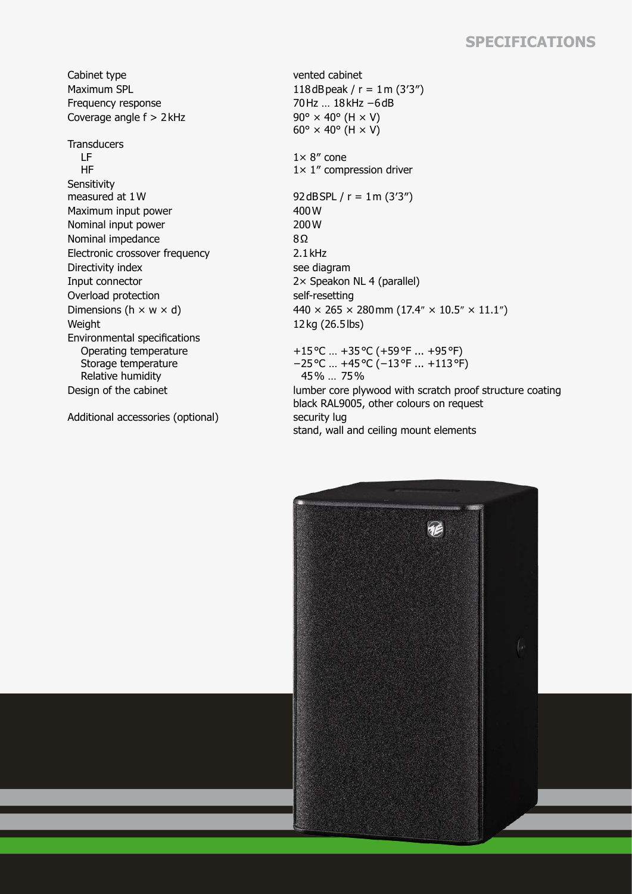## SPECIFICATIONS

| | |
|---|---|
| Cabinet type | vented cabinet |
| Maximum SPL | 118 dB peak / r = 1 m (3’3″) |
| Frequency response | 70 Hz … 18 kHz −6 dB |
| Coverage angle f > 2 kHz | 90° × 40° (H × V) |
| | 60° × 40° (H × V) |
| Transducers | |
| LF | 1× 8″ cone |
| HF | 1× 1″ compression driver |
| Sensitivity measured at 1 W | 92 dB SPL / r = 1 m (3’3″) |
| Maximum input power | 400 W |
| Nominal input power | 200 W |
| Nominal impedance | 8 Ω |
| Electronic crossover frequency | 2.1 kHz |
| Directivity index | see diagram |
| Input connector | 2× Speakon NL 4 (parallel) |
| Overload protection | self-resetting |
| Dimensions (h × w × d) | 440 × 265 × 280 mm (17.4″ × 10.5″ × 11.1″) |
| Weight | 12 kg (26.5 lbs) |
| Environmental specifications | |
| Operating temperature | +15 °C … +35 °C (+59 °F ... +95 °F) |
| Storage temperature | −25 °C … +45 °C (−13 °F ... +113 °F) |
| Relative humidity | 45 % … 75 % |
| Design of the cabinet | lumber core plywood with scratch proof structure coating |
| | black RAL9005, other colours on request |
| Additional accessories (optional) | security lug |
| | stand, wall and ceiling mount elements |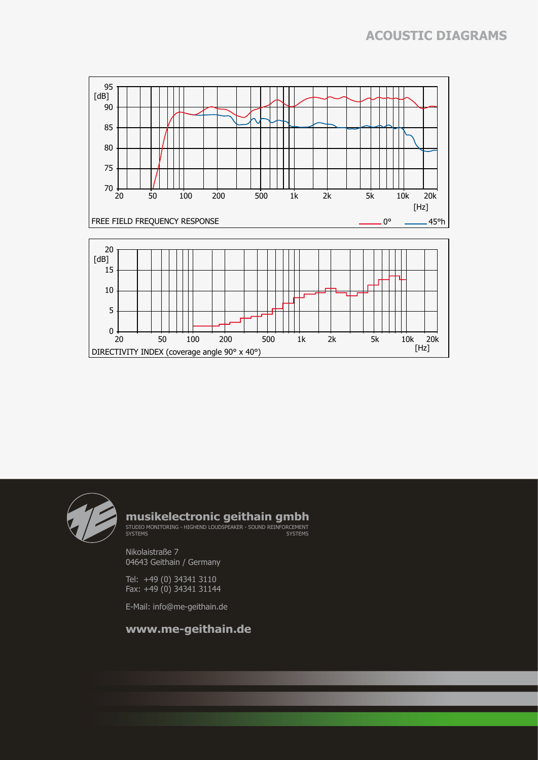# ACOUSTIC DIAGRAMS

95
[dB]
90
85
80
75
70
20 50 100 200 500 1k 2k 5k 10k 20k
[Hz]

FREE FIELD FREQUENCY RESPONSE

0° 45°h

20
[dB]
15
10
5
0
20 50 100 200 500 1k 2k 5k 10k 20k
[Hz]

DIRECTIVITY INDEX (coverage angle 90° x 40°)

**musikelectronic geithain gmbh**
STUDIO MONITORING - HIGHEND LOUDSPEAKER - SOUND REINFORCEMENT SYSTEMS

Nikolaistraße 7
04643 Geithain / Germany

Tel: +49 (0) 34341 3110
Fax: +49 (0) 34341 31144

E-Mail: info@me-geithain.de

**www.me-geithain.de**